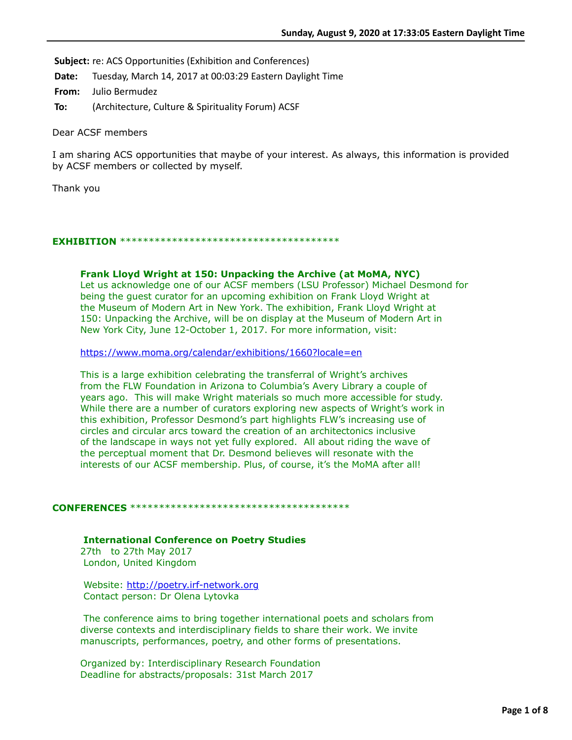**Subject:** re: ACS Opportunities (Exhibition and Conferences)

**Date:** Tuesday, March 14, 2017 at 00:03:29 Eastern Daylight Time

**From:** Julio Bermudez

**To:** (Architecture, Culture & Spirituality Forum) ACSF

Dear ACSF members

I am sharing ACS opportunities that maybe of your interest. As always, this information is provided by ACSF members or collected by myself.

Thank you

**EXHIBITION** ***************************************

**Frank Lloyd Wright at 150: Unpacking the Archive (at MoMA, NYC)**
Let us acknowledge one of our ACSF members (LSU Professor) Michael Desmond for being the guest curator for an upcoming exhibition on Frank Lloyd Wright at the Museum of Modern Art in New York. The exhibition, Frank Lloyd Wright at 150: Unpacking the Archive, will be on display at the Museum of Modern Art in New York City, June 12-October 1, 2017. For more information, visit:

https://www.moma.org/calendar/exhibitions/1660?locale=en

This is a large exhibition celebrating the transferral of Wright's archives from the FLW Foundation in Arizona to Columbia's Avery Library a couple of years ago. This will make Wright materials so much more accessible for study. While there are a number of curators exploring new aspects of Wright's work in this exhibition, Professor Desmond's part highlights FLW's increasing use of circles and circular arcs toward the creation of an architectonics inclusive of the landscape in ways not yet fully explored. All about riding the wave of the perceptual moment that Dr. Desmond believes will resonate with the interests of our ACSF membership. Plus, of course, it's the MoMA after all!

**CONFERENCES** ***************************************

**International Conference on Poetry Studies**
27th to 27th May 2017
London, United Kingdom

Website: http://poetry.irf-network.org
Contact person: Dr Olena Lytovka

The conference aims to bring together international poets and scholars from diverse contexts and interdisciplinary fields to share their work. We invite manuscripts, performances, poetry, and other forms of presentations.

Organized by: Interdisciplinary Research Foundation
Deadline for abstracts/proposals: 31st March 2017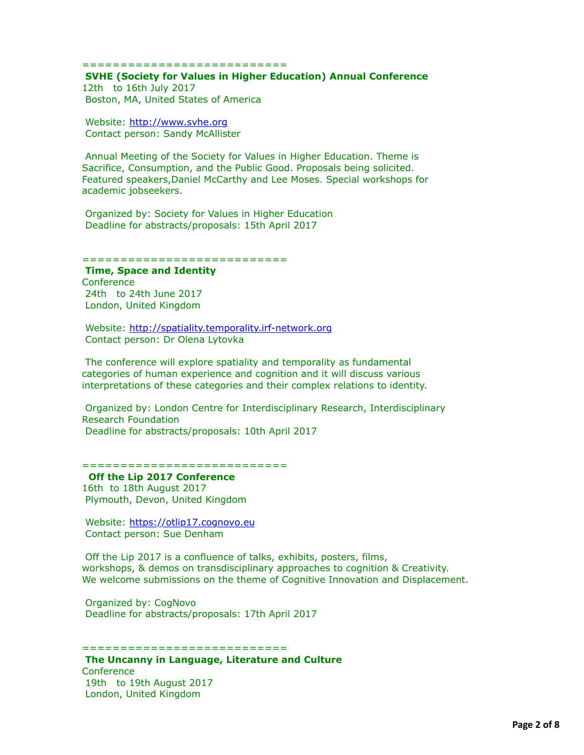==========================

**SVHE (Society for Values in Higher Education) Annual Conference**

12th to 16th July 2017

Boston, MA, United States of America

Website: http://www.svhe.org

Contact person: Sandy McAllister

Annual Meeting of the Society for Values in Higher Education. Theme is Sacrifice, Consumption, and the Public Good. Proposals being solicited. Featured speakers,Daniel McCarthy and Lee Moses. Special workshops for academic jobseekers.

Organized by: Society for Values in Higher Education

Deadline for abstracts/proposals: 15th April 2017

==========================

**Time, Space and Identity**

Conference

24th to 24th June 2017

London, United Kingdom

Website: http://spatiality.temporality.irf-network.org

Contact person: Dr Olena Lytovka

The conference will explore spatiality and temporality as fundamental categories of human experience and cognition and it will discuss various interpretations of these categories and their complex relations to identity.

Organized by: London Centre for Interdisciplinary Research, Interdisciplinary Research Foundation

Deadline for abstracts/proposals: 10th April 2017

==========================

**Off the Lip 2017 Conference**

16th to 18th August 2017

Plymouth, Devon, United Kingdom

Website: https://otlip17.cognovo.eu

Contact person: Sue Denham

Off the Lip 2017 is a confluence of talks, exhibits, posters, films, workshops, & demos on transdisciplinary approaches to cognition & Creativity. We welcome submissions on the theme of Cognitive Innovation and Displacement.

Organized by: CogNovo

Deadline for abstracts/proposals: 17th April 2017

==========================

**The Uncanny in Language, Literature and Culture**

Conference

19th to 19th August 2017

London, United Kingdom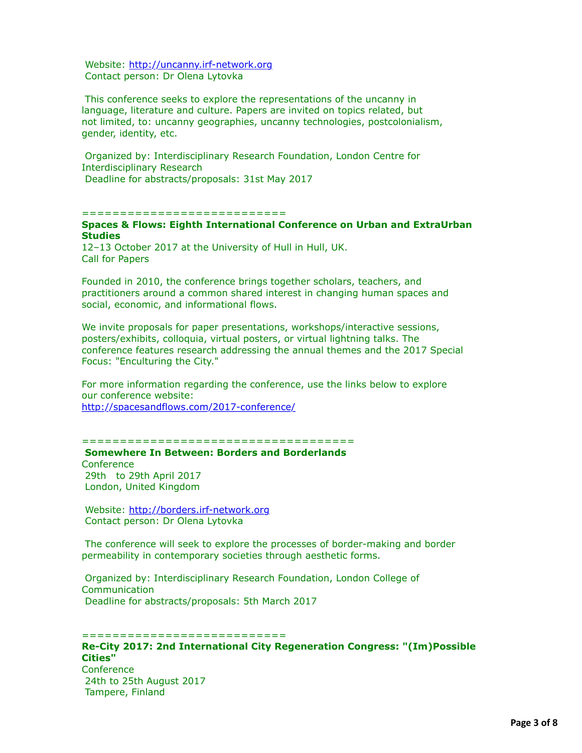Website: http://uncanny.irf-network.org
Contact person: Dr Olena Lytovka

This conference seeks to explore the representations of the uncanny in language, literature and culture. Papers are invited on topics related, but not limited, to: uncanny geographies, uncanny technologies, postcolonialism, gender, identity, etc.

Organized by: Interdisciplinary Research Foundation, London Centre for Interdisciplinary Research
Deadline for abstracts/proposals: 31st May 2017

=========================

**Spaces & Flows: Eighth International Conference on Urban and ExtraUrban Studies**
12–13 October 2017 at the University of Hull in Hull, UK.
Call for Papers

Founded in 2010, the conference brings together scholars, teachers, and practitioners around a common shared interest in changing human spaces and social, economic, and informational flows.

We invite proposals for paper presentations, workshops/interactive sessions, posters/exhibits, colloquia, virtual posters, or virtual lightning talks. The conference features research addressing the annual themes and the 2017 Special Focus: "Enculturing the City."

For more information regarding the conference, use the links below to explore our conference website:
http://spacesandflows.com/2017-conference/

===================================

**Somewhere In Between: Borders and Borderlands**
Conference
29th to 29th April 2017
London, United Kingdom

Website: http://borders.irf-network.org
Contact person: Dr Olena Lytovka

The conference will seek to explore the processes of border-making and border permeability in contemporary societies through aesthetic forms.

Organized by: Interdisciplinary Research Foundation, London College of Communication
Deadline for abstracts/proposals: 5th March 2017

=========================

**Re-City 2017: 2nd International City Regeneration Congress: "(Im)Possible Cities"**
Conference
24th to 25th August 2017
Tampere, Finland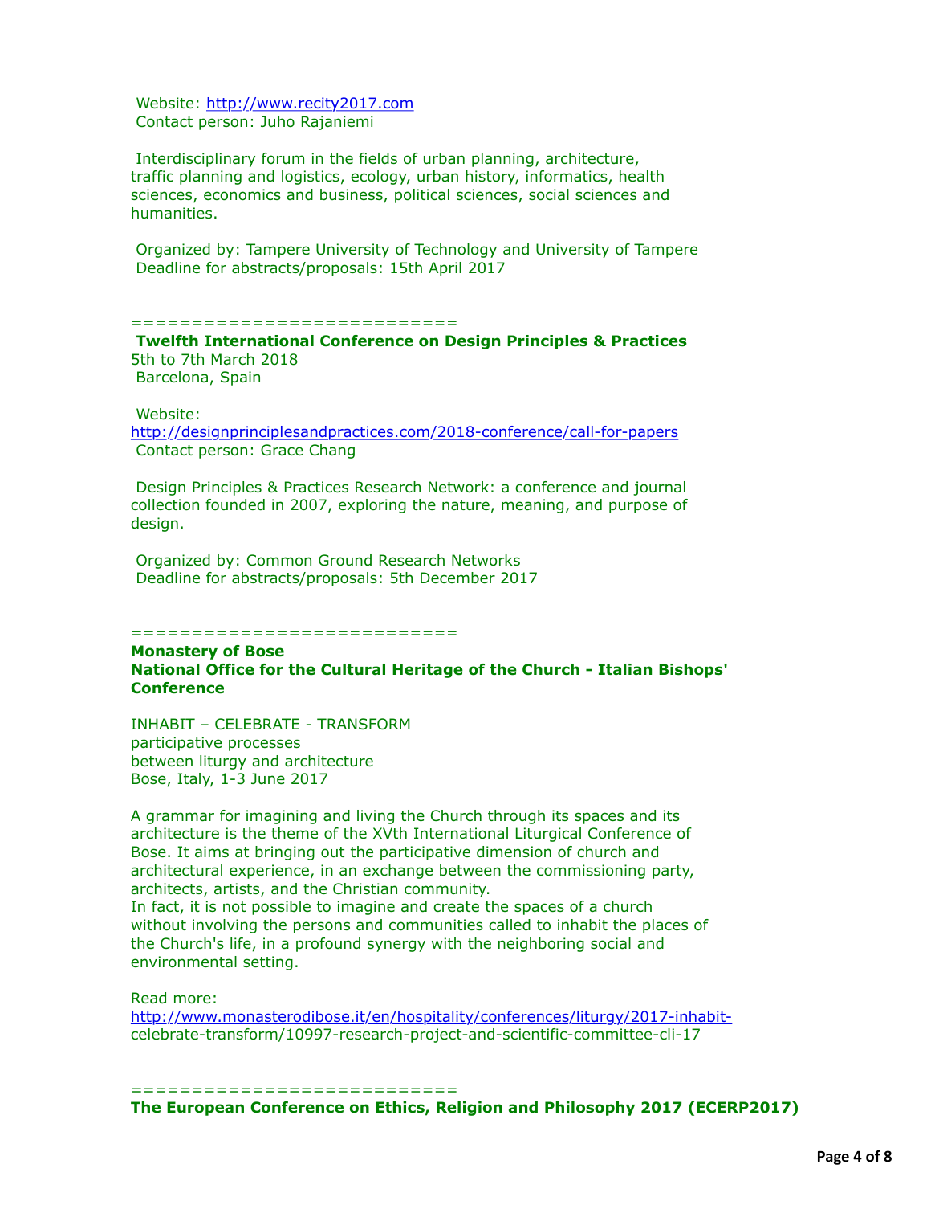Website: http://www.recity2017.com
Contact person: Juho Rajaniemi

Interdisciplinary forum in the fields of urban planning, architecture, traffic planning and logistics, ecology, urban history, informatics, health sciences, economics and business, political sciences, social sciences and humanities.

Organized by: Tampere University of Technology and University of Tampere
Deadline for abstracts/proposals: 15th April 2017

==========================

**Twelfth International Conference on Design Principles & Practices**
5th to 7th March 2018
Barcelona, Spain

Website:
http://designprinciplesandpractices.com/2018-conference/call-for-papers
Contact person: Grace Chang

Design Principles & Practices Research Network: a conference and journal collection founded in 2007, exploring the nature, meaning, and purpose of design.

Organized by: Common Ground Research Networks
Deadline for abstracts/proposals: 5th December 2017

==========================

**Monastery of Bose**
**National Office for the Cultural Heritage of the Church - Italian Bishops' Conference**

INHABIT – CELEBRATE - TRANSFORM
participative processes
between liturgy and architecture
Bose, Italy, 1-3 June 2017

A grammar for imagining and living the Church through its spaces and its architecture is the theme of the XVth International Liturgical Conference of Bose. It aims at bringing out the participative dimension of church and architectural experience, in an exchange between the commissioning party, architects, artists, and the Christian community.
In fact, it is not possible to imagine and create the spaces of a church without involving the persons and communities called to inhabit the places of the Church's life, in a profound synergy with the neighboring social and environmental setting.

Read more:
http://www.monasterodibose.it/en/hospitality/conferences/liturgy/2017-inhabit-celebrate-transform/10997-research-project-and-scientific-committee-cli-17

==========================

**The European Conference on Ethics, Religion and Philosophy 2017 (ECERP2017)**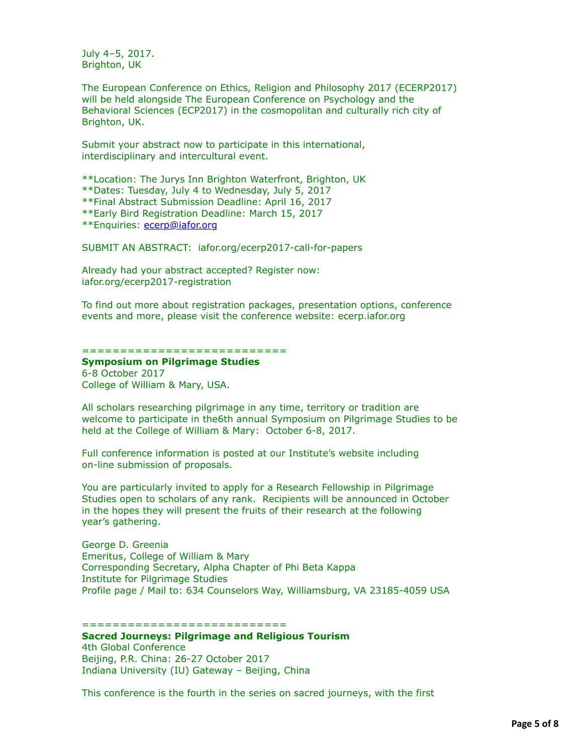July 4–5, 2017.
Brighton, UK

The European Conference on Ethics, Religion and Philosophy 2017 (ECERP2017) will be held alongside The European Conference on Psychology and the Behavioral Sciences (ECP2017) in the cosmopolitan and culturally rich city of Brighton, UK.

Submit your abstract now to participate in this international, interdisciplinary and intercultural event.

**Location: The Jurys Inn Brighton Waterfront, Brighton, UK
**Dates: Tuesday, July 4 to Wednesday, July 5, 2017
**Final Abstract Submission Deadline: April 16, 2017
**Early Bird Registration Deadline: March 15, 2017
**Enquiries: ecerp@iafor.org

SUBMIT AN ABSTRACT: iafor.org/ecerp2017-call-for-papers

Already had your abstract accepted? Register now:
iafor.org/ecerp2017-registration

To find out more about registration packages, presentation options, conference events and more, please visit the conference website: ecerp.iafor.org

==========================

**Symposium on Pilgrimage Studies**
6-8 October 2017
College of William & Mary, USA.

All scholars researching pilgrimage in any time, territory or tradition are welcome to participate in the6th annual Symposium on Pilgrimage Studies to be held at the College of William & Mary: October 6-8, 2017.

Full conference information is posted at our Institute's website including on-line submission of proposals.

You are particularly invited to apply for a Research Fellowship in Pilgrimage Studies open to scholars of any rank. Recipients will be announced in October in the hopes they will present the fruits of their research at the following year's gathering.

George D. Greenia
Emeritus, College of William & Mary
Corresponding Secretary, Alpha Chapter of Phi Beta Kappa
Institute for Pilgrimage Studies
Profile page / Mail to: 634 Counselors Way, Williamsburg, VA 23185-4059 USA

==========================

**Sacred Journeys: Pilgrimage and Religious Tourism**
4th Global Conference
Beijing, P.R. China: 26-27 October 2017
Indiana University (IU) Gateway – Beijing, China

This conference is the fourth in the series on sacred journeys, with the first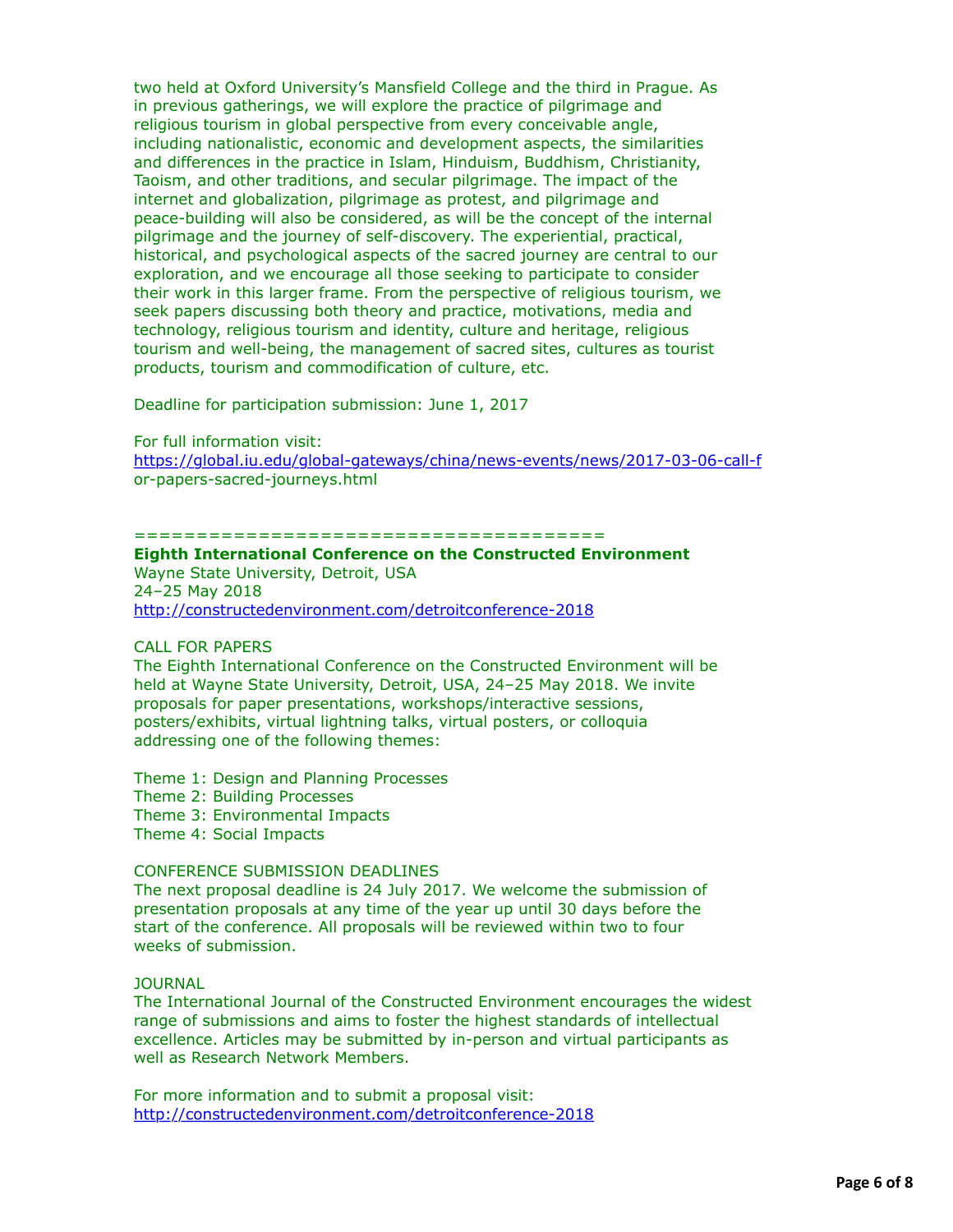two held at Oxford University's Mansfield College and the third in Prague. As in previous gatherings, we will explore the practice of pilgrimage and religious tourism in global perspective from every conceivable angle, including nationalistic, economic and development aspects, the similarities and differences in the practice in Islam, Hinduism, Buddhism, Christianity, Taoism, and other traditions, and secular pilgrimage. The impact of the internet and globalization, pilgrimage as protest, and pilgrimage and peace-building will also be considered, as will be the concept of the internal pilgrimage and the journey of self-discovery. The experiential, practical, historical, and psychological aspects of the sacred journey are central to our exploration, and we encourage all those seeking to participate to consider their work in this larger frame. From the perspective of religious tourism, we seek papers discussing both theory and practice, motivations, media and technology, religious tourism and identity, culture and heritage, religious tourism and well-being, the management of sacred sites, cultures as tourist products, tourism and commodification of culture, etc.

Deadline for participation submission: June 1, 2017

For full information visit:
https://global.iu.edu/global-gateways/china/news-events/news/2017-03-06-call-for-papers-sacred-journeys.html

=====================================

**Eighth International Conference on the Constructed Environment**
Wayne State University, Detroit, USA
24–25 May 2018
http://constructedenvironment.com/detroitconference-2018

CALL FOR PAPERS
The Eighth International Conference on the Constructed Environment will be held at Wayne State University, Detroit, USA, 24–25 May 2018. We invite proposals for paper presentations, workshops/interactive sessions, posters/exhibits, virtual lightning talks, virtual posters, or colloquia addressing one of the following themes:

Theme 1: Design and Planning Processes
Theme 2: Building Processes
Theme 3: Environmental Impacts
Theme 4: Social Impacts

CONFERENCE SUBMISSION DEADLINES
The next proposal deadline is 24 July 2017. We welcome the submission of presentation proposals at any time of the year up until 30 days before the start of the conference. All proposals will be reviewed within two to four weeks of submission.

JOURNAL
The International Journal of the Constructed Environment encourages the widest range of submissions and aims to foster the highest standards of intellectual excellence. Articles may be submitted by in-person and virtual participants as well as Research Network Members.

For more information and to submit a proposal visit:
http://constructedenvironment.com/detroitconference-2018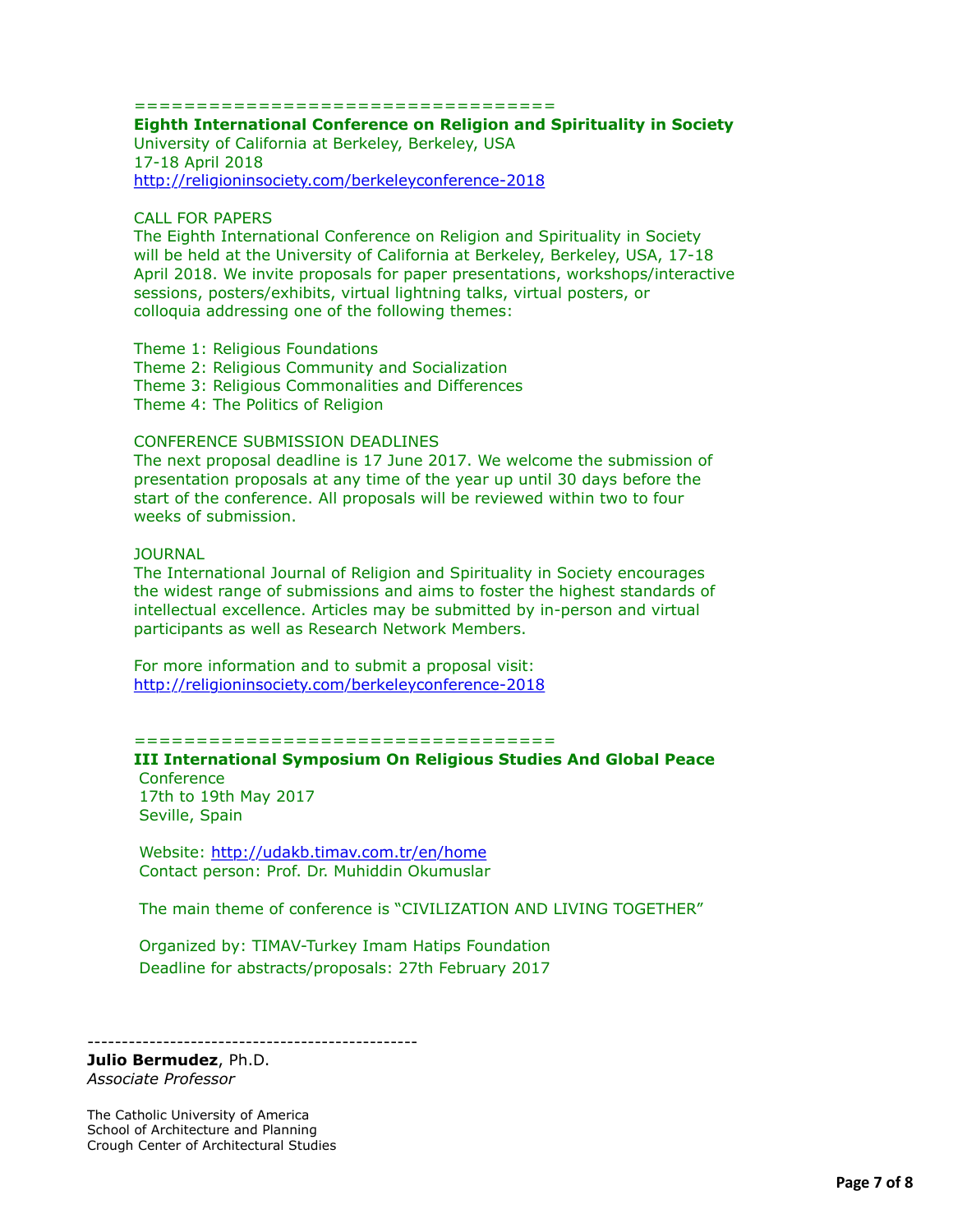==================================

**Eighth International Conference on Religion and Spirituality in Society**
University of California at Berkeley, Berkeley, USA
17-18 April 2018
http://religioninsociety.com/berkeleyconference-2018

CALL FOR PAPERS
The Eighth International Conference on Religion and Spirituality in Society will be held at the University of California at Berkeley, Berkeley, USA, 17-18 April 2018. We invite proposals for paper presentations, workshops/interactive sessions, posters/exhibits, virtual lightning talks, virtual posters, or colloquia addressing one of the following themes:

Theme 1: Religious Foundations
Theme 2: Religious Community and Socialization
Theme 3: Religious Commonalities and Differences
Theme 4: The Politics of Religion

CONFERENCE SUBMISSION DEADLINES
The next proposal deadline is 17 June 2017. We welcome the submission of presentation proposals at any time of the year up until 30 days before the start of the conference. All proposals will be reviewed within two to four weeks of submission.

JOURNAL
The International Journal of Religion and Spirituality in Society encourages the widest range of submissions and aims to foster the highest standards of intellectual excellence. Articles may be submitted by in-person and virtual participants as well as Research Network Members.

For more information and to submit a proposal visit:
http://religioninsociety.com/berkeleyconference-2018

=================================

**III International Symposium On Religious Studies And Global Peace**
Conference
17th to 19th May 2017
Seville, Spain

Website: http://udakb.timav.com.tr/en/home
Contact person: Prof. Dr. Muhiddin Okumuslar

The main theme of conference is "CIVILIZATION AND LIVING TOGETHER"

Organized by: TIMAV-Turkey Imam Hatips Foundation
Deadline for abstracts/proposals: 27th February 2017

-----------------------------------------------

**Julio Bermudez**, Ph.D.
*Associate Professor*

The Catholic University of America
School of Architecture and Planning
Crough Center of Architectural Studies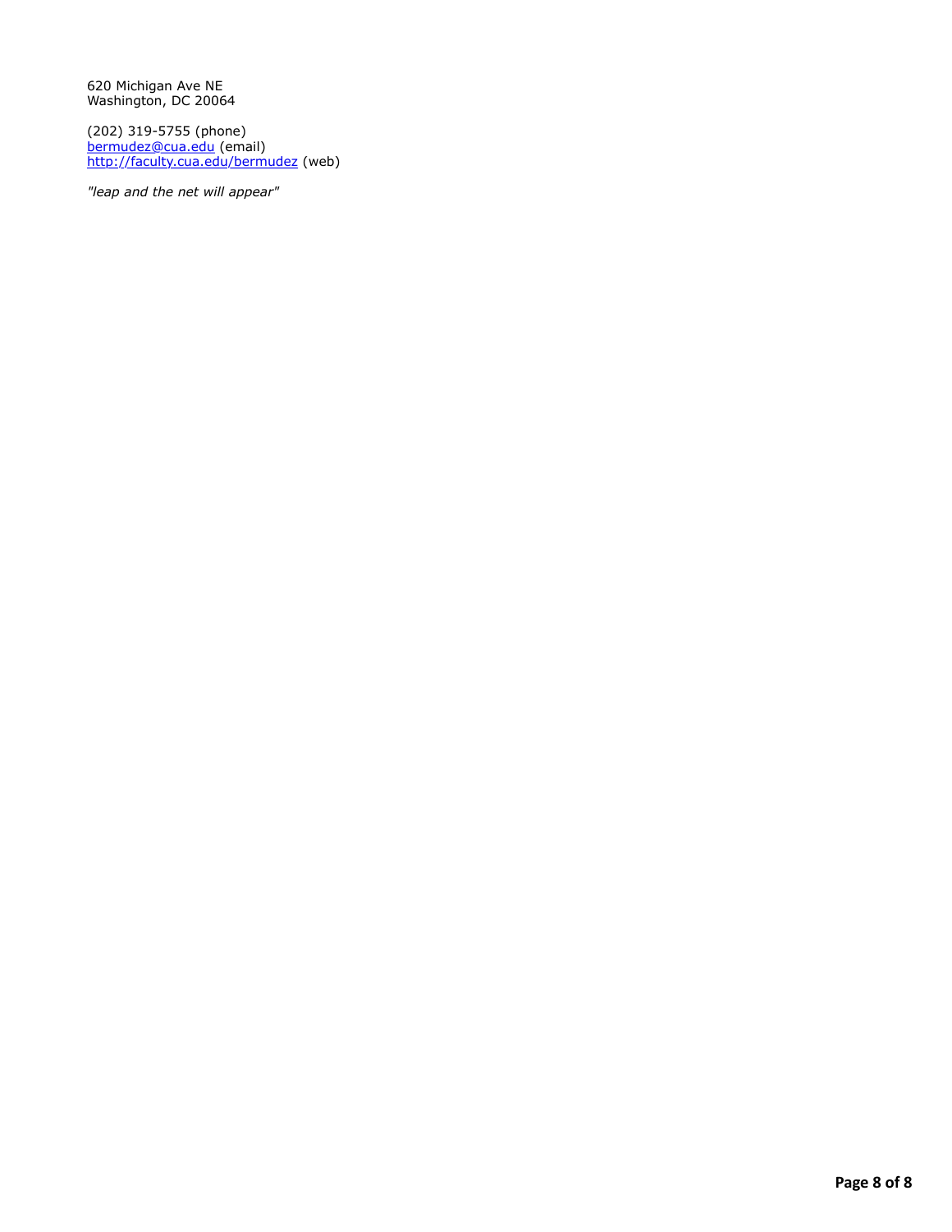620 Michigan Ave NE
Washington, DC 20064

(202) 319-5755 (phone)
bermudez@cua.edu (email)
http://faculty.cua.edu/bermudez (web)

*"leap and the net will appear"*